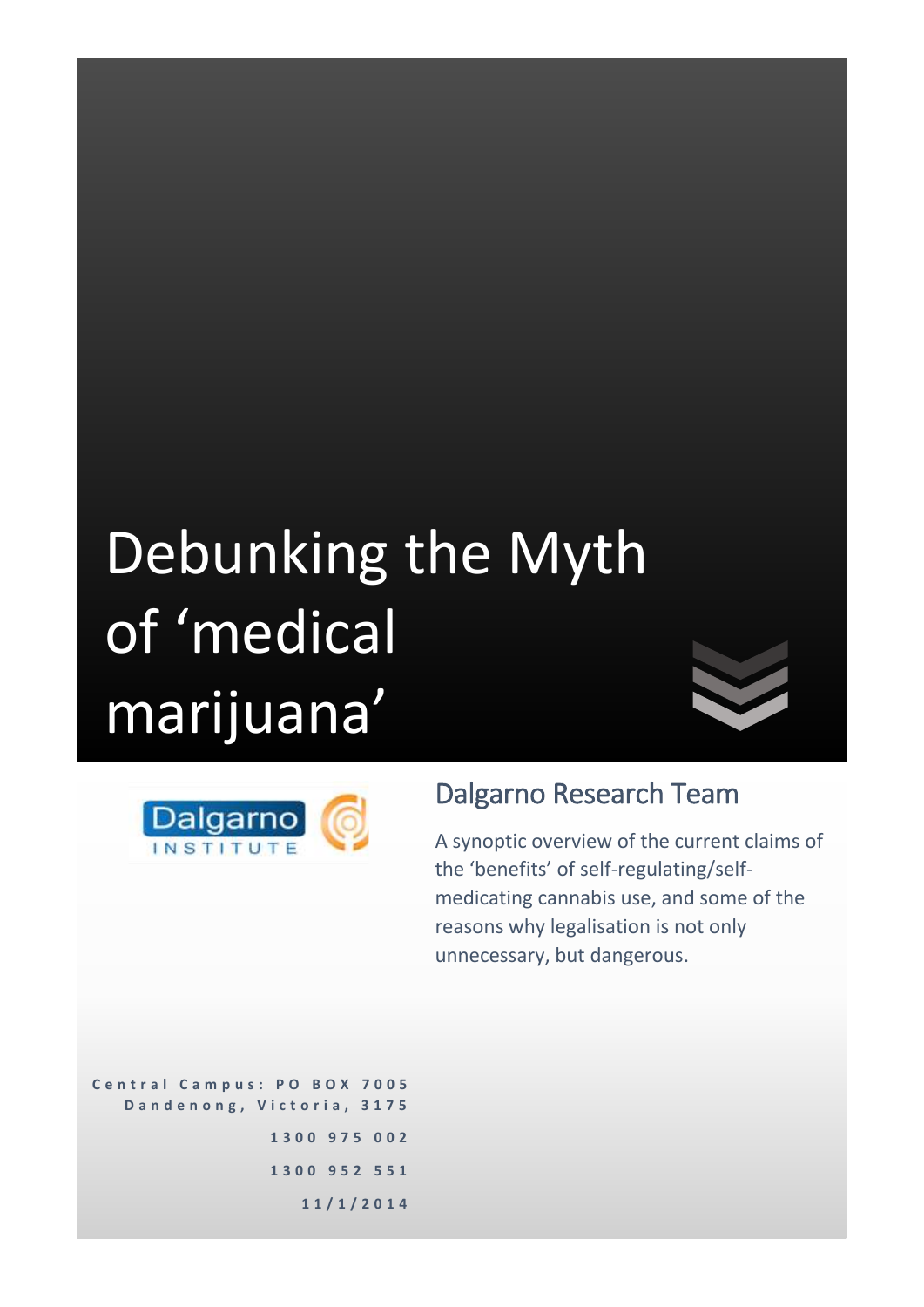# Debunking the Myth of 'medical marijuana'

Dalgarno INSTITUTE

## Dalgarno Research Team

A synoptic overview of the current claims of the 'benefits' of self-regulating/self-medicating cannabis use, and some of the reasons why legalisation is not only unnecessary, but dangerous.

Central Campus: PO BOX 7005
Dandenong, Victoria, 3175

1300 975 002

1300 952 551

11/1/2014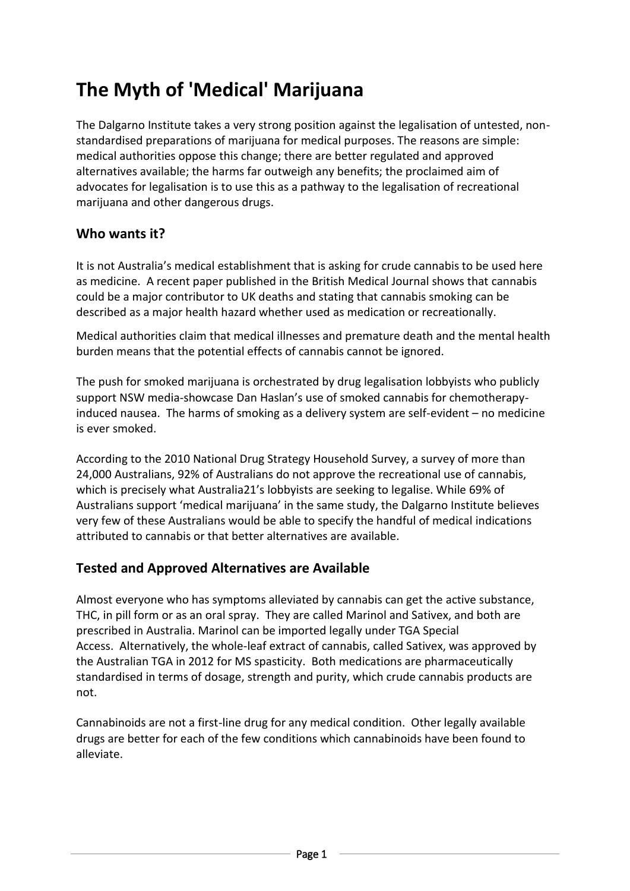# The Myth of 'Medical' Marijuana

The Dalgarno Institute takes a very strong position against the legalisation of untested, non-standardised preparations of marijuana for medical purposes. The reasons are simple: medical authorities oppose this change; there are better regulated and approved alternatives available; the harms far outweigh any benefits; the proclaimed aim of advocates for legalisation is to use this as a pathway to the legalisation of recreational marijuana and other dangerous drugs.

## Who wants it?

It is not Australia's medical establishment that is asking for crude cannabis to be used here as medicine. A recent paper published in the British Medical Journal shows that cannabis could be a major contributor to UK deaths and stating that cannabis smoking can be described as a major health hazard whether used as medication or recreationally.

Medical authorities claim that medical illnesses and premature death and the mental health burden means that the potential effects of cannabis cannot be ignored.

The push for smoked marijuana is orchestrated by drug legalisation lobbyists who publicly support NSW media-showcase Dan Haslan's use of smoked cannabis for chemotherapy-induced nausea. The harms of smoking as a delivery system are self-evident – no medicine is ever smoked.

According to the 2010 National Drug Strategy Household Survey, a survey of more than 24,000 Australians, 92% of Australians do not approve the recreational use of cannabis, which is precisely what Australia21's lobbyists are seeking to legalise. While 69% of Australians support 'medical marijuana' in the same study, the Dalgarno Institute believes very few of these Australians would be able to specify the handful of medical indications attributed to cannabis or that better alternatives are available.

## Tested and Approved Alternatives are Available

Almost everyone who has symptoms alleviated by cannabis can get the active substance, THC, in pill form or as an oral spray. They are called Marinol and Sativex, and both are prescribed in Australia. Marinol can be imported legally under TGA Special Access. Alternatively, the whole-leaf extract of cannabis, called Sativex, was approved by the Australian TGA in 2012 for MS spasticity. Both medications are pharmaceutically standardised in terms of dosage, strength and purity, which crude cannabis products are not.

Cannabinoids are not a first-line drug for any medical condition. Other legally available drugs are better for each of the few conditions which cannabinoids have been found to alleviate.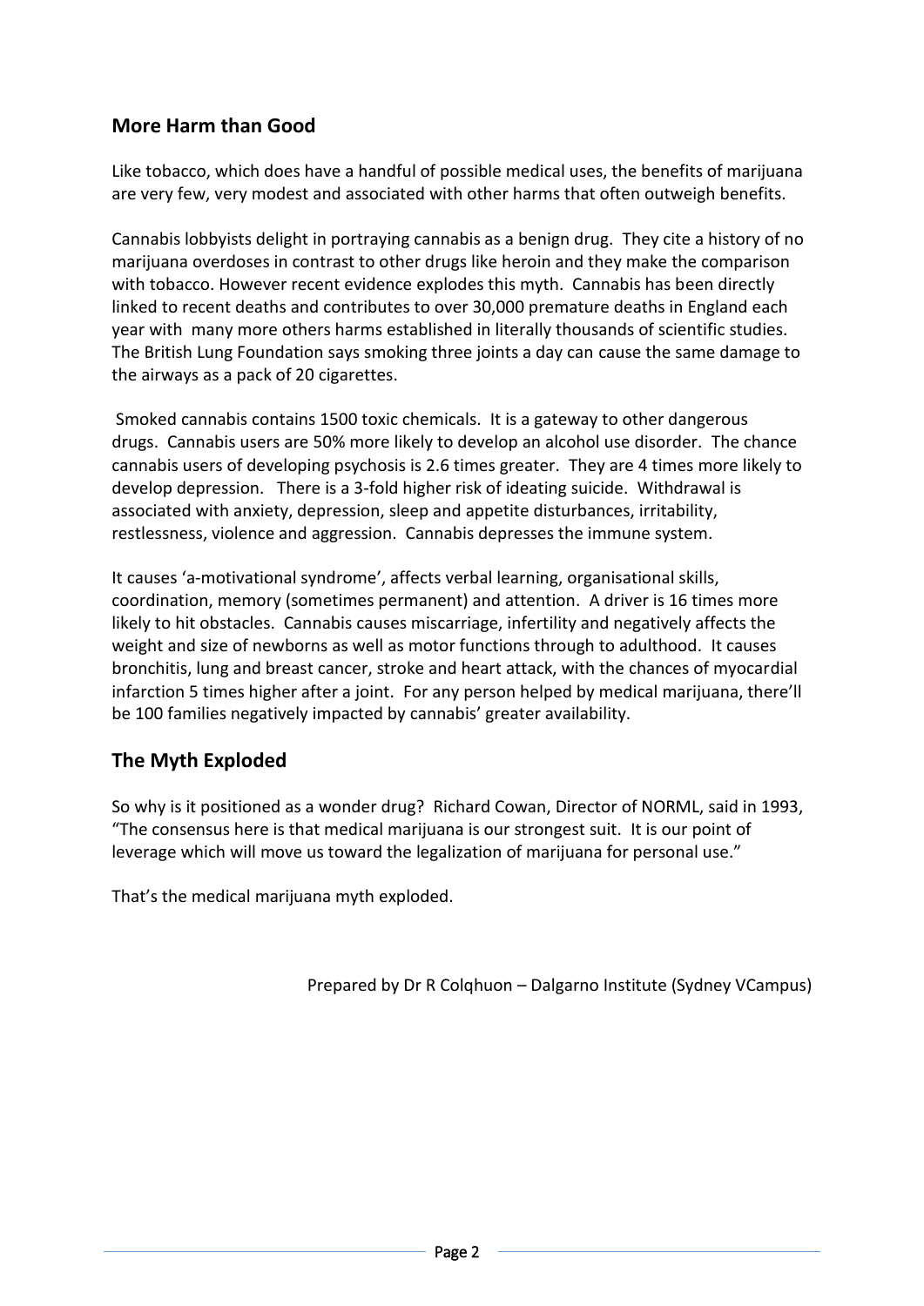## More Harm than Good

Like tobacco, which does have a handful of possible medical uses, the benefits of marijuana are very few, very modest and associated with other harms that often outweigh benefits.

Cannabis lobbyists delight in portraying cannabis as a benign drug. They cite a history of no marijuana overdoses in contrast to other drugs like heroin and they make the comparison with tobacco. However recent evidence explodes this myth. Cannabis has been directly linked to recent deaths and contributes to over 30,000 premature deaths in England each year with many more others harms established in literally thousands of scientific studies. The British Lung Foundation says smoking three joints a day can cause the same damage to the airways as a pack of 20 cigarettes.

Smoked cannabis contains 1500 toxic chemicals. It is a gateway to other dangerous drugs. Cannabis users are 50% more likely to develop an alcohol use disorder. The chance cannabis users of developing psychosis is 2.6 times greater. They are 4 times more likely to develop depression. There is a 3-fold higher risk of ideating suicide. Withdrawal is associated with anxiety, depression, sleep and appetite disturbances, irritability, restlessness, violence and aggression. Cannabis depresses the immune system.

It causes 'a-motivational syndrome', affects verbal learning, organisational skills, coordination, memory (sometimes permanent) and attention. A driver is 16 times more likely to hit obstacles. Cannabis causes miscarriage, infertility and negatively affects the weight and size of newborns as well as motor functions through to adulthood. It causes bronchitis, lung and breast cancer, stroke and heart attack, with the chances of myocardial infarction 5 times higher after a joint. For any person helped by medical marijuana, there'll be 100 families negatively impacted by cannabis' greater availability.

## The Myth Exploded

So why is it positioned as a wonder drug? Richard Cowan, Director of NORML, said in 1993, "The consensus here is that medical marijuana is our strongest suit. It is our point of leverage which will move us toward the legalization of marijuana for personal use."

That's the medical marijuana myth exploded.

Prepared by Dr R Colqhuon – Dalgarno Institute (Sydney VCampus)